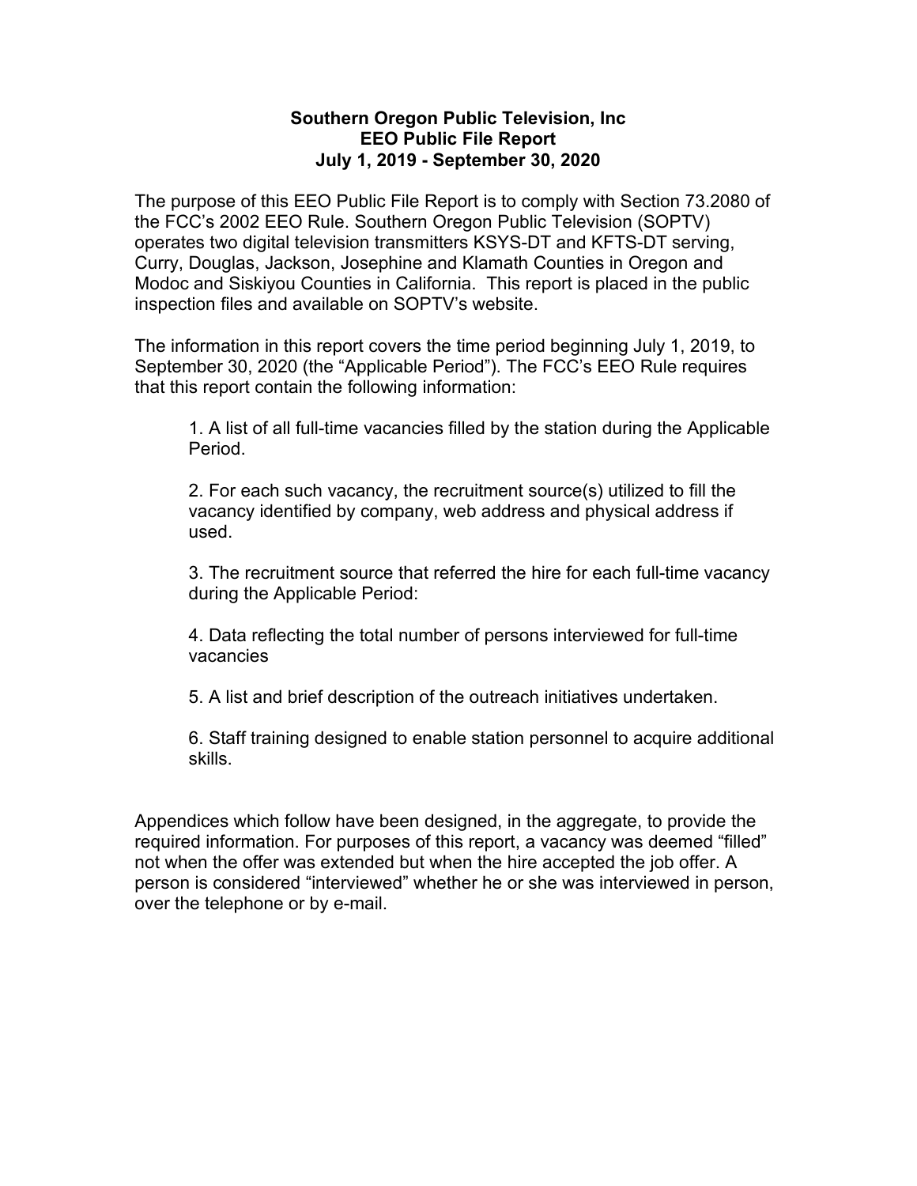**Southern Oregon Public Television, Inc**
**EEO Public File Report**
**July 1, 2019 - September 30, 2020**

The purpose of this EEO Public File Report is to comply with Section 73.2080 of the FCC's 2002 EEO Rule. Southern Oregon Public Television (SOPTV) operates two digital television transmitters KSYS-DT and KFTS-DT serving, Curry, Douglas, Jackson, Josephine and Klamath Counties in Oregon and Modoc and Siskiyou Counties in California. This report is placed in the public inspection files and available on SOPTV's website.

The information in this report covers the time period beginning July 1, 2019, to September 30, 2020 (the "Applicable Period"). The FCC's EEO Rule requires that this report contain the following information:

1. A list of all full-time vacancies filled by the station during the Applicable Period.

2. For each such vacancy, the recruitment source(s) utilized to fill the vacancy identified by company, web address and physical address if used.

3. The recruitment source that referred the hire for each full-time vacancy during the Applicable Period:

4. Data reflecting the total number of persons interviewed for full-time vacancies

5. A list and brief description of the outreach initiatives undertaken.

6. Staff training designed to enable station personnel to acquire additional skills.

Appendices which follow have been designed, in the aggregate, to provide the required information. For purposes of this report, a vacancy was deemed "filled" not when the offer was extended but when the hire accepted the job offer. A person is considered "interviewed" whether he or she was interviewed in person, over the telephone or by e-mail.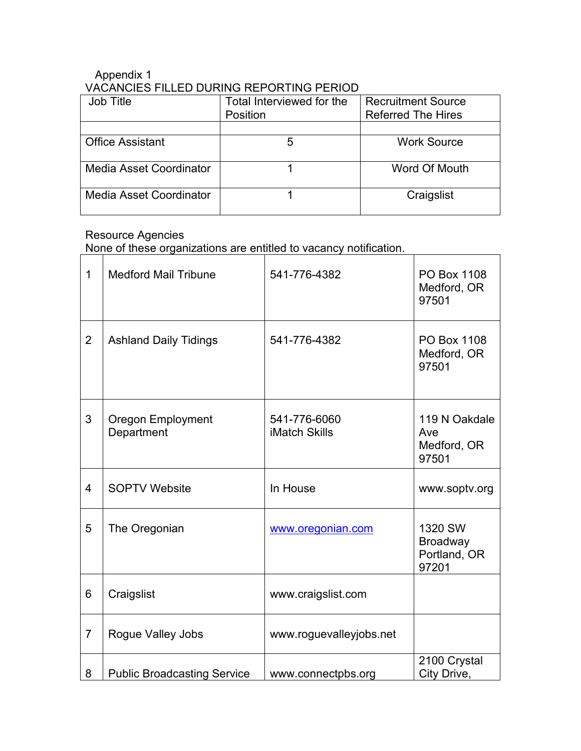Appendix 1

VACANCIES FILLED DURING REPORTING PERIOD

| Job Title | Total Interviewed for the Position | Recruitment Source Referred The Hires |
|---|---|---|
| | | |
| Office Assistant | 5 | Work Source |
| Media Asset Coordinator | 1 | Word Of Mouth |
| Media Asset Coordinator | 1 | Craigslist |

Resource Agencies

None of these organizations are entitled to vacancy notification.

| | | | |
|---|---|---|---|
| 1 | Medford Mail Tribune | 541-776-4382 | PO Box 1108 Medford, OR 97501 |
| 2 | Ashland Daily Tidings | 541-776-4382 | PO Box 1108 Medford, OR 97501 |
| 3 | Oregon Employment Department | 541-776-6060 iMatch Skills | 119 N Oakdale Ave Medford, OR 97501 |
| 4 | SOPTV Website | In House | www.soptv.org |
| 5 | The Oregonian | [www.oregonian.com](http://www.oregonian.com) | 1320 SW Broadway Portland, OR 97201 |
| 6 | Craigslist | www.craigslist.com | |
| 7 | Rogue Valley Jobs | www.roguevalleyjobs.net | |
| 8 | Public Broadcasting Service | www.connectpbs.org | 2100 Crystal City Drive, |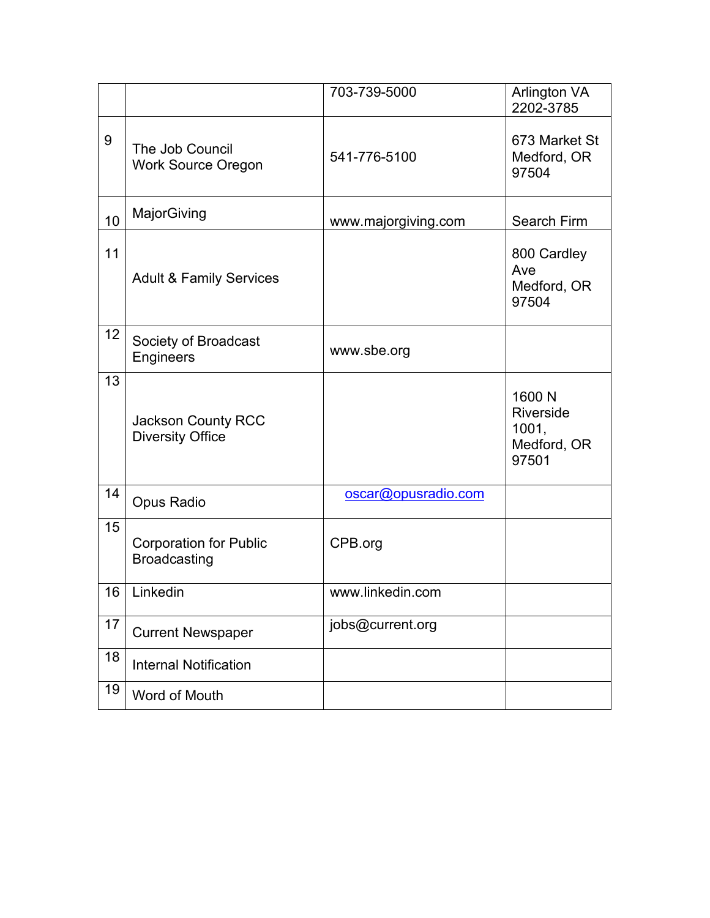| | | | |
|---|---|---|---|
| | | 703-739-5000 | Arlington VA 2202-3785 |
| 9 | The Job Council<br>Work Source Oregon | 541-776-5100 | 673 Market St Medford, OR 97504 |
| 10 | MajorGiving | www.majorgiving.com | Search Firm |
| 11 | Adult & Family Services | | 800 Cardley Ave Medford, OR 97504 |
| 12 | Society of Broadcast Engineers | www.sbe.org | |
| 13 | Jackson County RCC Diversity Office | | 1600 N Riverside 1001, Medford, OR 97501 |
| 14 | Opus Radio | oscar@opusradio.com | |
| 15 | Corporation for Public Broadcasting | CPB.org | |
| 16 | Linkedin | www.linkedin.com | |
| 17 | Current Newspaper | jobs@current.org | |
| 18 | Internal Notification | | |
| 19 | Word of Mouth | | |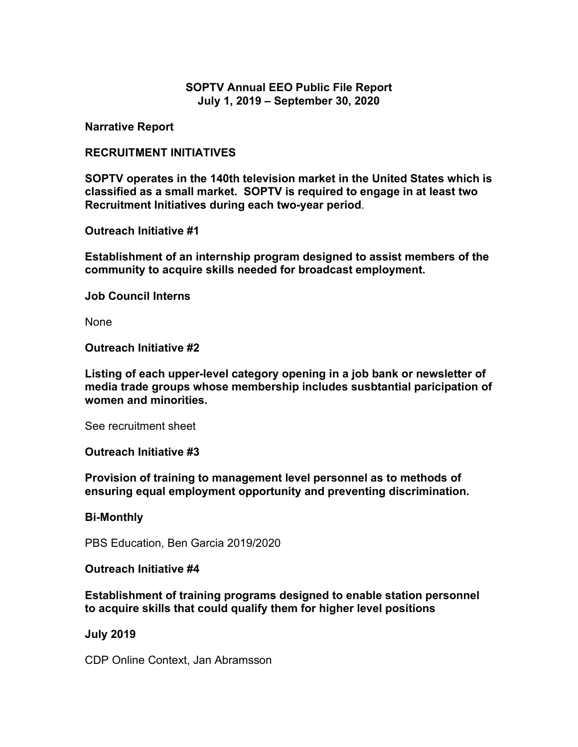**SOPTV Annual EEO Public File Report**
**July 1, 2019 – September 30, 2020**

**Narrative Report**

**RECRUITMENT INITIATIVES**

**SOPTV operates in the 140th television market in the United States which is classified as a small market. SOPTV is required to engage in at least two Recruitment Initiatives during each two-year period**.

**Outreach Initiative #1**

**Establishment of an internship program designed to assist members of the community to acquire skills needed for broadcast employment.**

**Job Council Interns**

None

**Outreach Initiative #2**

**Listing of each upper-level category opening in a job bank or newsletter of media trade groups whose membership includes susbtantial paricipation of women and minorities.**

See recruitment sheet

**Outreach Initiative #3**

**Provision of training to management level personnel as to methods of ensuring equal employment opportunity and preventing discrimination.**

**Bi-Monthly**

PBS Education, Ben Garcia 2019/2020

**Outreach Initiative #4**

**Establishment of training programs designed to enable station personnel to acquire skills that could qualify them for higher level positions**

**July 2019**

CDP Online Context, Jan Abramsson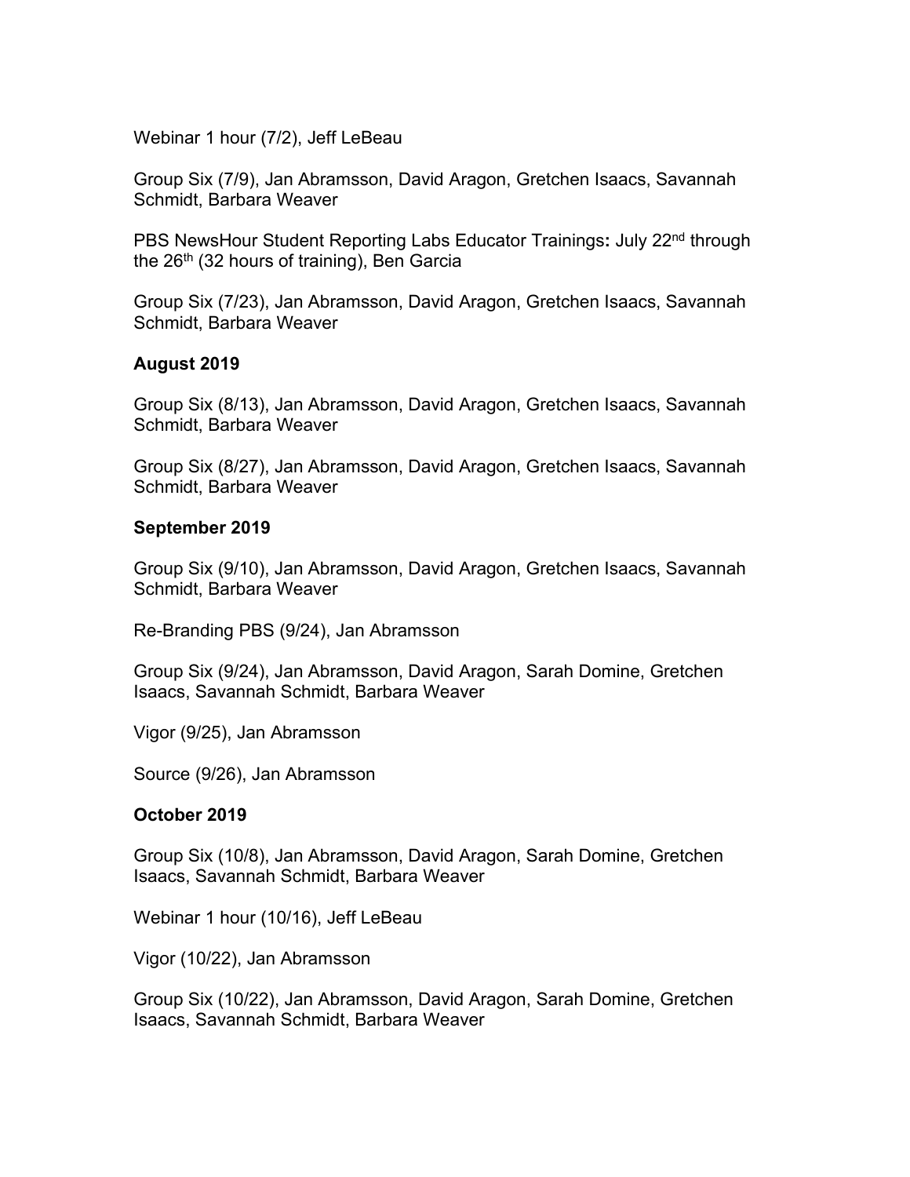Webinar 1 hour (7/2), Jeff LeBeau

Group Six (7/9), Jan Abramsson, David Aragon, Gretchen Isaacs, Savannah Schmidt, Barbara Weaver

PBS NewsHour Student Reporting Labs Educator Trainings**:** July 22nd through the 26th (32 hours of training), Ben Garcia

Group Six (7/23), Jan Abramsson, David Aragon, Gretchen Isaacs, Savannah Schmidt, Barbara Weaver

**August 2019**

Group Six (8/13), Jan Abramsson, David Aragon, Gretchen Isaacs, Savannah Schmidt, Barbara Weaver

Group Six (8/27), Jan Abramsson, David Aragon, Gretchen Isaacs, Savannah Schmidt, Barbara Weaver

**September 2019**

Group Six (9/10), Jan Abramsson, David Aragon, Gretchen Isaacs, Savannah Schmidt, Barbara Weaver

Re-Branding PBS (9/24), Jan Abramsson

Group Six (9/24), Jan Abramsson, David Aragon, Sarah Domine, Gretchen Isaacs, Savannah Schmidt, Barbara Weaver

Vigor (9/25), Jan Abramsson

Source (9/26), Jan Abramsson

**October 2019**

Group Six (10/8), Jan Abramsson, David Aragon, Sarah Domine, Gretchen Isaacs, Savannah Schmidt, Barbara Weaver

Webinar 1 hour (10/16), Jeff LeBeau

Vigor (10/22), Jan Abramsson

Group Six (10/22), Jan Abramsson, David Aragon, Sarah Domine, Gretchen Isaacs, Savannah Schmidt, Barbara Weaver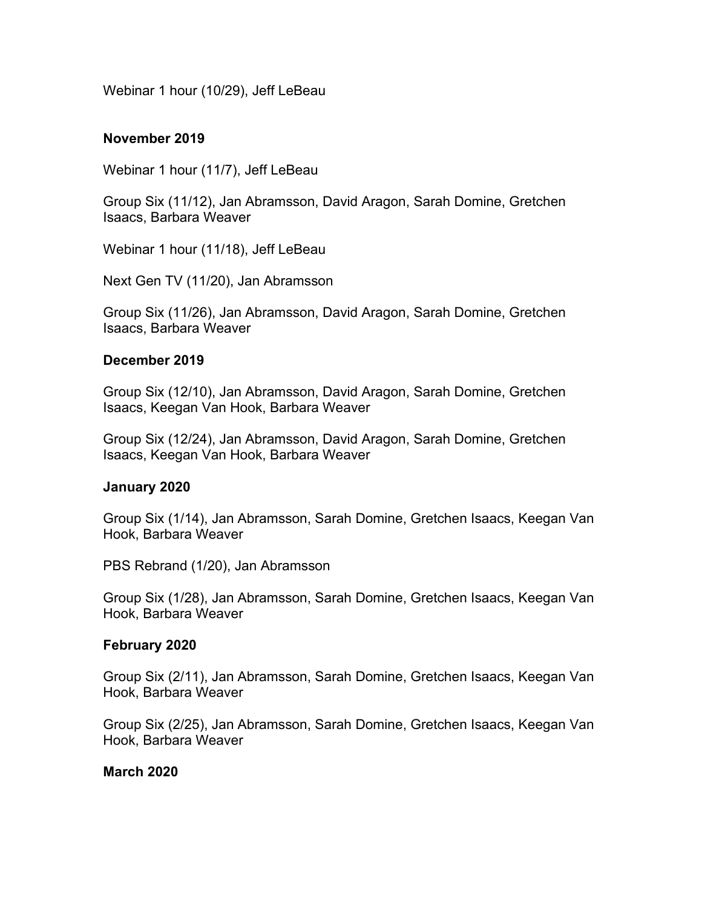Webinar 1 hour (10/29), Jeff LeBeau

**November 2019**

Webinar 1 hour (11/7), Jeff LeBeau

Group Six (11/12), Jan Abramsson, David Aragon, Sarah Domine, Gretchen Isaacs, Barbara Weaver

Webinar 1 hour (11/18), Jeff LeBeau

Next Gen TV (11/20), Jan Abramsson

Group Six (11/26), Jan Abramsson, David Aragon, Sarah Domine, Gretchen Isaacs, Barbara Weaver

**December 2019**

Group Six (12/10), Jan Abramsson, David Aragon, Sarah Domine, Gretchen Isaacs, Keegan Van Hook, Barbara Weaver

Group Six (12/24), Jan Abramsson, David Aragon, Sarah Domine, Gretchen Isaacs, Keegan Van Hook, Barbara Weaver

**January 2020**

Group Six (1/14), Jan Abramsson, Sarah Domine, Gretchen Isaacs, Keegan Van Hook, Barbara Weaver

PBS Rebrand (1/20), Jan Abramsson

Group Six (1/28), Jan Abramsson, Sarah Domine, Gretchen Isaacs, Keegan Van Hook, Barbara Weaver

**February 2020**

Group Six (2/11), Jan Abramsson, Sarah Domine, Gretchen Isaacs, Keegan Van Hook, Barbara Weaver

Group Six (2/25), Jan Abramsson, Sarah Domine, Gretchen Isaacs, Keegan Van Hook, Barbara Weaver

**March 2020**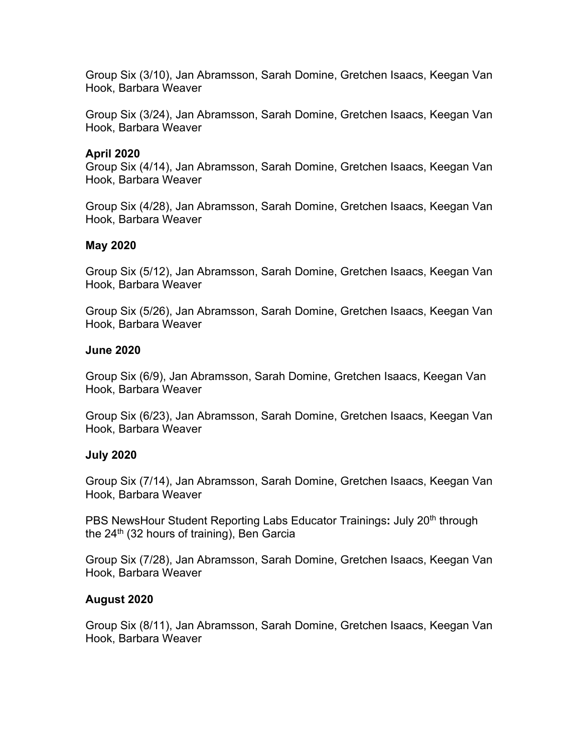Group Six (3/10), Jan Abramsson, Sarah Domine, Gretchen Isaacs, Keegan Van Hook, Barbara Weaver

Group Six (3/24), Jan Abramsson, Sarah Domine, Gretchen Isaacs, Keegan Van Hook, Barbara Weaver

**April 2020**

Group Six (4/14), Jan Abramsson, Sarah Domine, Gretchen Isaacs, Keegan Van Hook, Barbara Weaver

Group Six (4/28), Jan Abramsson, Sarah Domine, Gretchen Isaacs, Keegan Van Hook, Barbara Weaver

**May 2020**

Group Six (5/12), Jan Abramsson, Sarah Domine, Gretchen Isaacs, Keegan Van Hook, Barbara Weaver

Group Six (5/26), Jan Abramsson, Sarah Domine, Gretchen Isaacs, Keegan Van Hook, Barbara Weaver

**June 2020**

Group Six (6/9), Jan Abramsson, Sarah Domine, Gretchen Isaacs, Keegan Van Hook, Barbara Weaver

Group Six (6/23), Jan Abramsson, Sarah Domine, Gretchen Isaacs, Keegan Van Hook, Barbara Weaver

**July 2020**

Group Six (7/14), Jan Abramsson, Sarah Domine, Gretchen Isaacs, Keegan Van Hook, Barbara Weaver

PBS NewsHour Student Reporting Labs Educator Trainings**:** July 20th through the 24th (32 hours of training), Ben Garcia

Group Six (7/28), Jan Abramsson, Sarah Domine, Gretchen Isaacs, Keegan Van Hook, Barbara Weaver

**August 2020**

Group Six (8/11), Jan Abramsson, Sarah Domine, Gretchen Isaacs, Keegan Van Hook, Barbara Weaver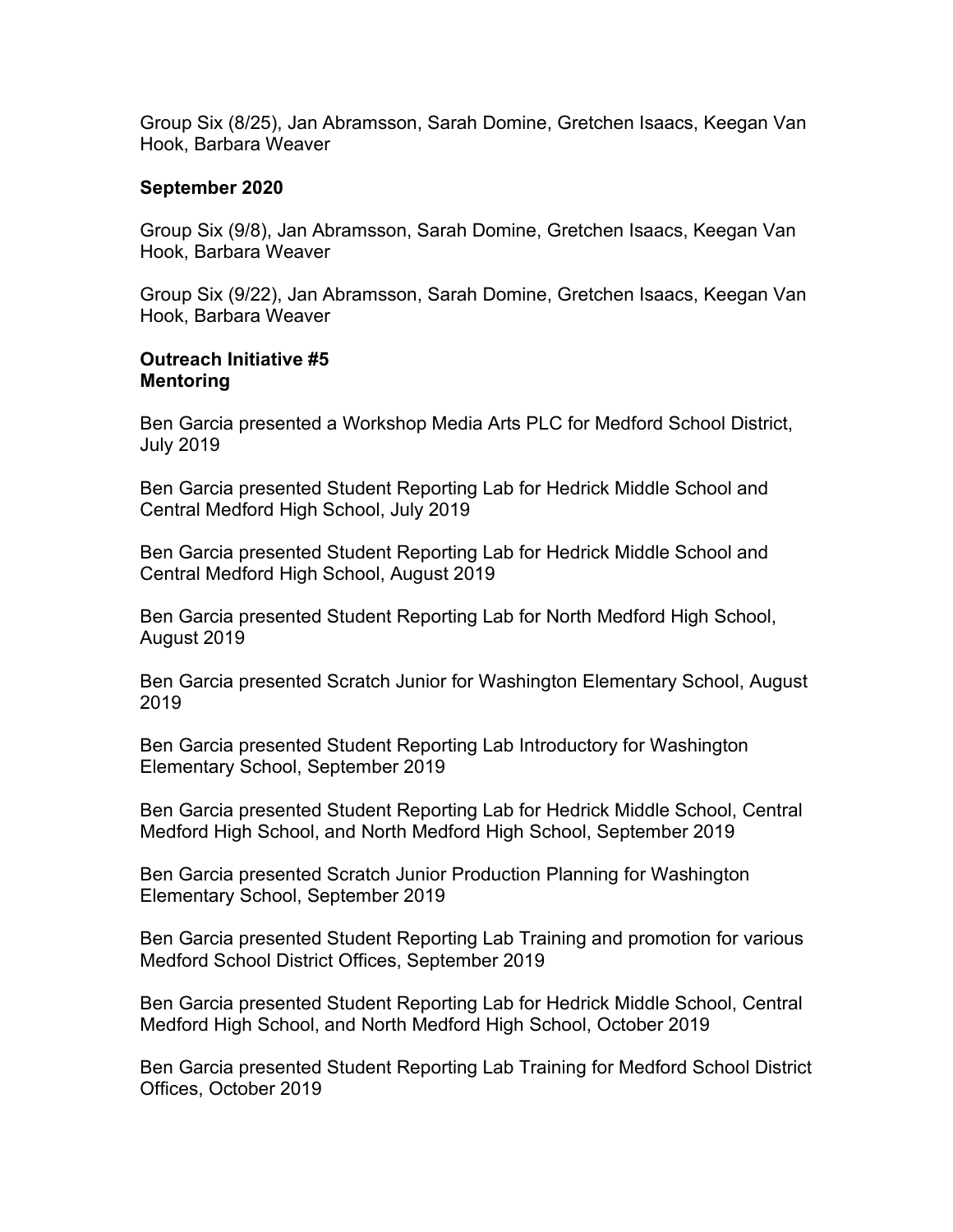Group Six (8/25), Jan Abramsson, Sarah Domine, Gretchen Isaacs, Keegan Van Hook, Barbara Weaver

**September 2020**

Group Six (9/8), Jan Abramsson, Sarah Domine, Gretchen Isaacs, Keegan Van Hook, Barbara Weaver

Group Six (9/22), Jan Abramsson, Sarah Domine, Gretchen Isaacs, Keegan Van Hook, Barbara Weaver

**Outreach Initiative #5**
**Mentoring**

Ben Garcia presented a Workshop Media Arts PLC for Medford School District, July 2019

Ben Garcia presented Student Reporting Lab for Hedrick Middle School and Central Medford High School, July 2019

Ben Garcia presented Student Reporting Lab for Hedrick Middle School and Central Medford High School, August 2019

Ben Garcia presented Student Reporting Lab for North Medford High School, August 2019

Ben Garcia presented Scratch Junior for Washington Elementary School, August 2019

Ben Garcia presented Student Reporting Lab Introductory for Washington Elementary School, September 2019

Ben Garcia presented Student Reporting Lab for Hedrick Middle School, Central Medford High School, and North Medford High School, September 2019

Ben Garcia presented Scratch Junior Production Planning for Washington Elementary School, September 2019

Ben Garcia presented Student Reporting Lab Training and promotion for various Medford School District Offices, September 2019

Ben Garcia presented Student Reporting Lab for Hedrick Middle School, Central Medford High School, and North Medford High School, October 2019

Ben Garcia presented Student Reporting Lab Training for Medford School District Offices, October 2019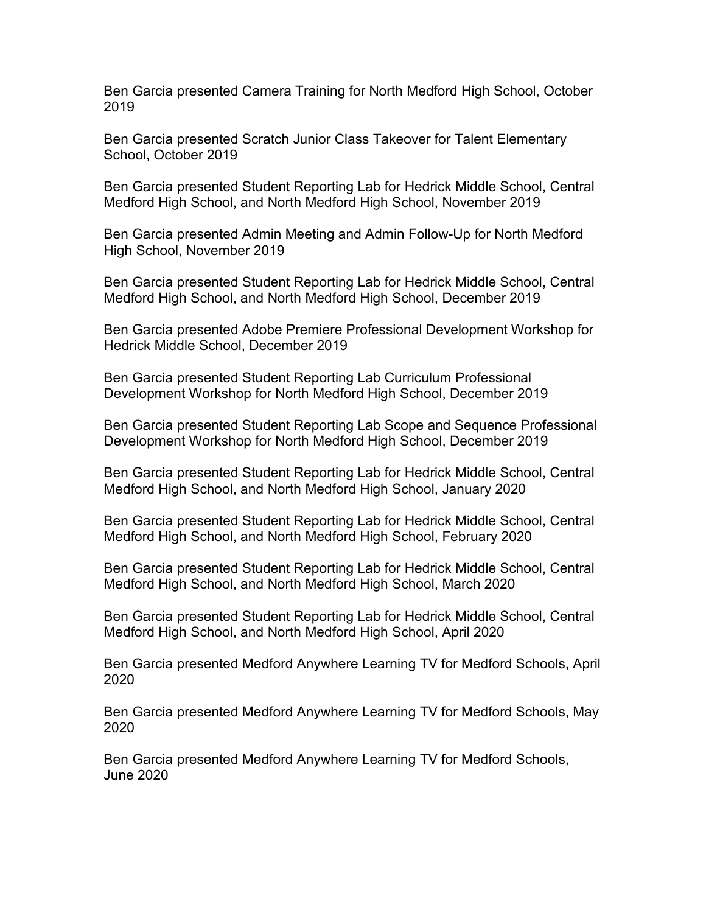Ben Garcia presented Camera Training for North Medford High School, October 2019

Ben Garcia presented Scratch Junior Class Takeover for Talent Elementary School, October 2019

Ben Garcia presented Student Reporting Lab for Hedrick Middle School, Central Medford High School, and North Medford High School, November 2019

Ben Garcia presented Admin Meeting and Admin Follow-Up for North Medford High School, November 2019

Ben Garcia presented Student Reporting Lab for Hedrick Middle School, Central Medford High School, and North Medford High School, December 2019

Ben Garcia presented Adobe Premiere Professional Development Workshop for Hedrick Middle School, December 2019

Ben Garcia presented Student Reporting Lab Curriculum Professional Development Workshop for North Medford High School, December 2019

Ben Garcia presented Student Reporting Lab Scope and Sequence Professional Development Workshop for North Medford High School, December 2019

Ben Garcia presented Student Reporting Lab for Hedrick Middle School, Central Medford High School, and North Medford High School, January 2020

Ben Garcia presented Student Reporting Lab for Hedrick Middle School, Central Medford High School, and North Medford High School, February 2020

Ben Garcia presented Student Reporting Lab for Hedrick Middle School, Central Medford High School, and North Medford High School, March 2020

Ben Garcia presented Student Reporting Lab for Hedrick Middle School, Central Medford High School, and North Medford High School, April 2020

Ben Garcia presented Medford Anywhere Learning TV for Medford Schools, April 2020

Ben Garcia presented Medford Anywhere Learning TV for Medford Schools, May 2020

Ben Garcia presented Medford Anywhere Learning TV for Medford Schools, June 2020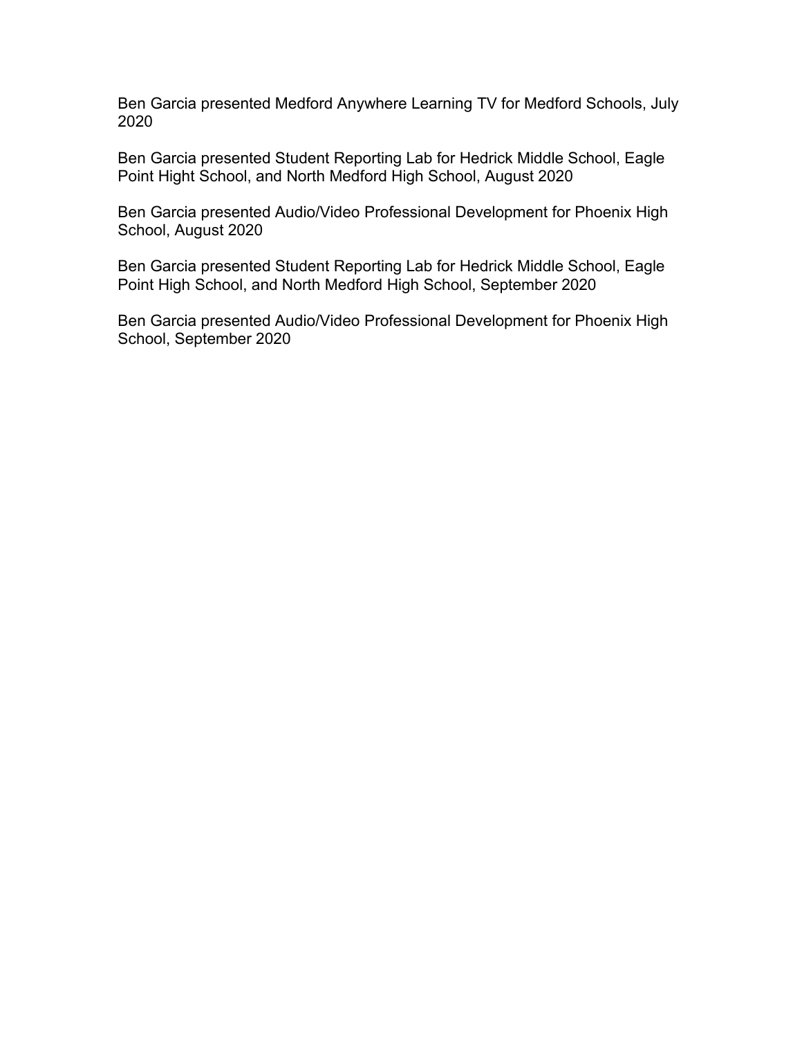Ben Garcia presented Medford Anywhere Learning TV for Medford Schools, July 2020

Ben Garcia presented Student Reporting Lab for Hedrick Middle School, Eagle Point Hight School, and North Medford High School, August 2020

Ben Garcia presented Audio/Video Professional Development for Phoenix High School, August 2020

Ben Garcia presented Student Reporting Lab for Hedrick Middle School, Eagle Point High School, and North Medford High School, September 2020

Ben Garcia presented Audio/Video Professional Development for Phoenix High School, September 2020